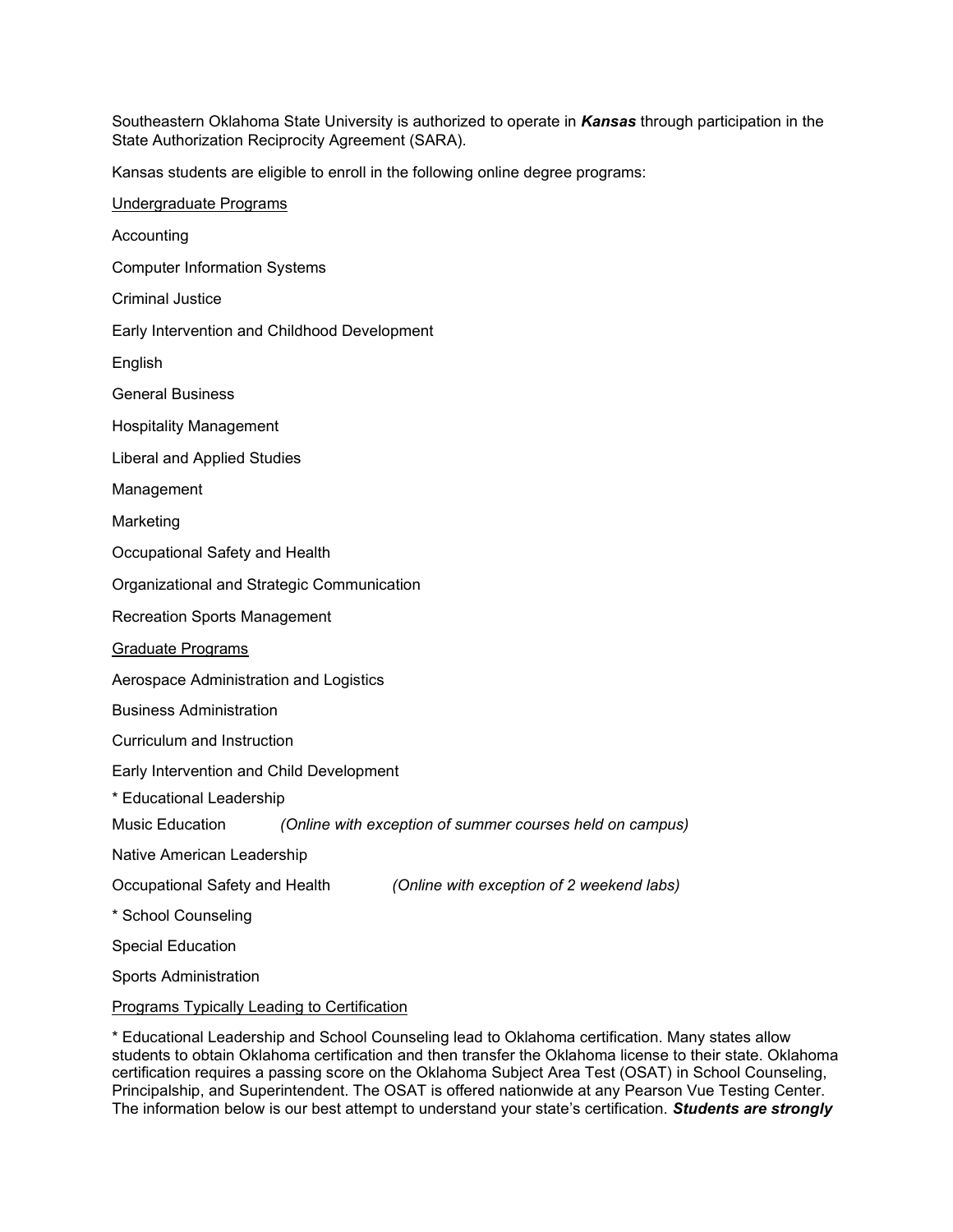Southeastern Oklahoma State University is authorized to operate in ***Kansas*** through participation in the State Authorization Reciprocity Agreement (SARA).

Kansas students are eligible to enroll in the following online degree programs:

<u>Undergraduate Programs</u>

Accounting

Computer Information Systems

Criminal Justice

Early Intervention and Childhood Development

English

General Business

Hospitality Management

Liberal and Applied Studies

Management

Marketing

Occupational Safety and Health

Organizational and Strategic Communication

Recreation Sports Management

<u>Graduate Programs</u>

Aerospace Administration and Logistics

Business Administration

Curriculum and Instruction

Early Intervention and Child Development

* Educational Leadership

Music Education *(Online with exception of summer courses held on campus)*

Native American Leadership

Occupational Safety and Health *(Online with exception of 2 weekend labs)*

* School Counseling

Special Education

Sports Administration

<u>Programs Typically Leading to Certification</u>

* Educational Leadership and School Counseling lead to Oklahoma certification. Many states allow students to obtain Oklahoma certification and then transfer the Oklahoma license to their state. Oklahoma certification requires a passing score on the Oklahoma Subject Area Test (OSAT) in School Counseling, Principalship, and Superintendent. The OSAT is offered nationwide at any Pearson Vue Testing Center. The information below is our best attempt to understand your state's certification. ***Students are strongly***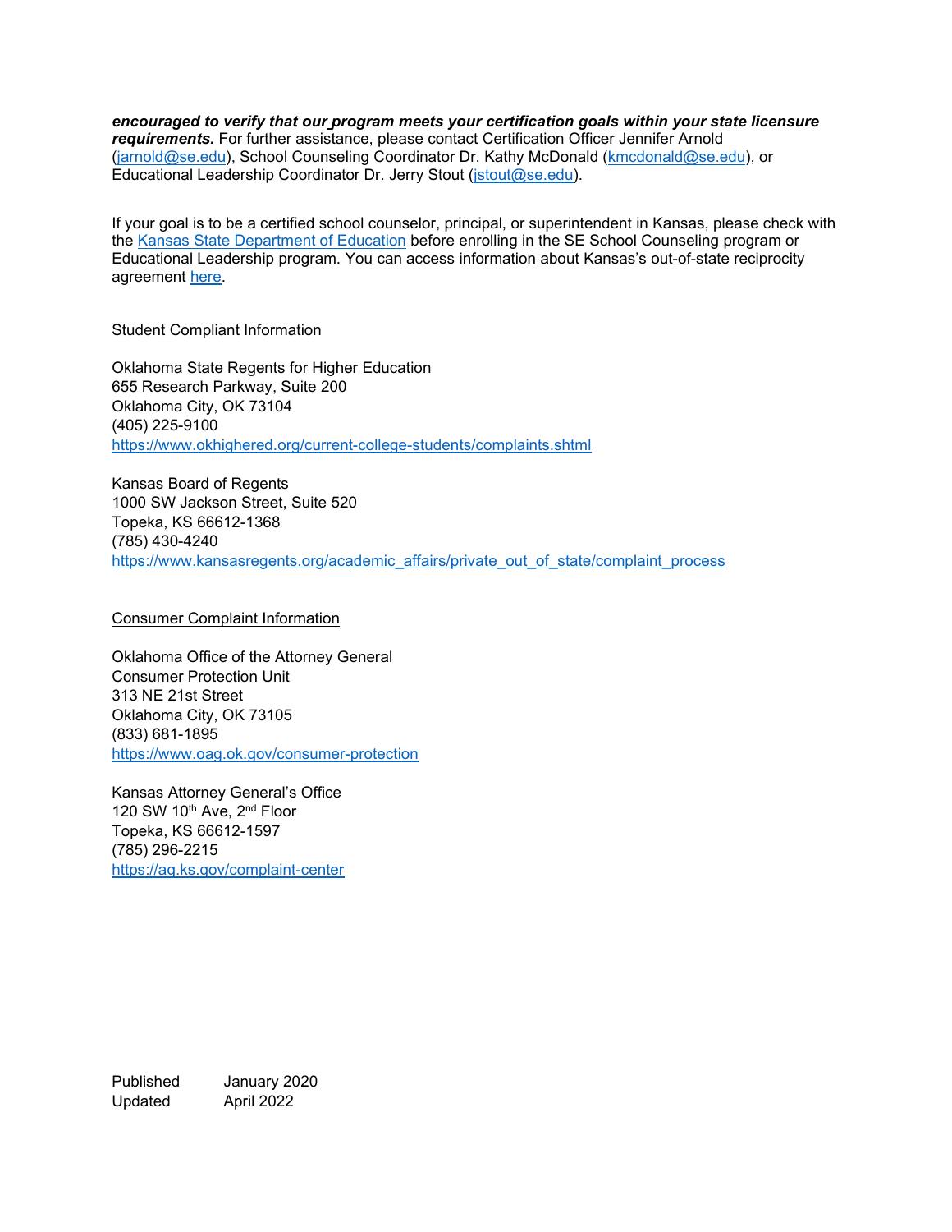***encouraged to verify that our program meets your certification goals within your state licensure requirements.*** For further assistance, please contact Certification Officer Jennifer Arnold (jarnold@se.edu), School Counseling Coordinator Dr. Kathy McDonald (kmcdonald@se.edu), or Educational Leadership Coordinator Dr. Jerry Stout (jstout@se.edu).

If your goal is to be a certified school counselor, principal, or superintendent in Kansas, please check with the Kansas State Department of Education before enrolling in the SE School Counseling program or Educational Leadership program. You can access information about Kansas's out-of-state reciprocity agreement here.

Student Compliant Information

Oklahoma State Regents for Higher Education
655 Research Parkway, Suite 200
Oklahoma City, OK 73104
(405) 225-9100
https://www.okhighered.org/current-college-students/complaints.shtml

Kansas Board of Regents
1000 SW Jackson Street, Suite 520
Topeka, KS 66612-1368
(785) 430-4240
https://www.kansasregents.org/academic_affairs/private_out_of_state/complaint_process

Consumer Complaint Information

Oklahoma Office of the Attorney General
Consumer Protection Unit
313 NE 21st Street
Oklahoma City, OK 73105
(833) 681-1895
https://www.oag.ok.gov/consumer-protection

Kansas Attorney General's Office
120 SW 10th Ave, 2nd Floor
Topeka, KS 66612-1597
(785) 296-2215
https://ag.ks.gov/complaint-center

| | |
|---|---|
| Published | January 2020 |
| Updated | April 2022 |